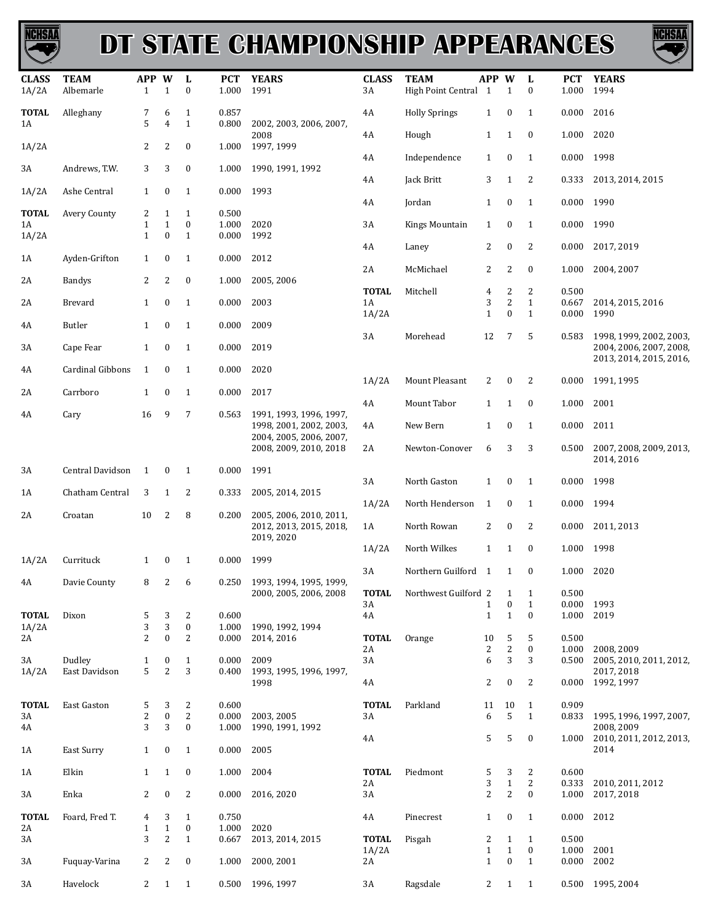# DT STATE CHAMPIONSHIP APPEARANCES

| CLASS | TEAM | APP | W | L | PCT | YEARS |
|---|---|---|---|---|---|---|
| 1A/2A | Albemarle | 1 | 1 | 0 | 1.000 | 1991 |
| **TOTAL** | Alleghany | 7 | 6 | 1 | 0.857 | |
| 1A | | 5 | 4 | 1 | 0.800 | 2002, 2003, 2006, 2007, 2008 |
| 1A/2A | | 2 | 2 | 0 | 1.000 | 1997, 1999 |
| 3A | Andrews, T.W. | 3 | 3 | 0 | 1.000 | 1990, 1991, 1992 |
| 1A/2A | Ashe Central | 1 | 0 | 1 | 0.000 | 1993 |
| **TOTAL** | Avery County | 2 | 1 | 1 | 0.500 | |
| 1A | | 1 | 1 | 0 | 1.000 | 2020 |
| 1A/2A | | 1 | 0 | 1 | 0.000 | 1992 |
| 1A | Ayden-Grifton | 1 | 0 | 1 | 0.000 | 2012 |
| 2A | Bandys | 2 | 2 | 0 | 1.000 | 2005, 2006 |
| 2A | Brevard | 1 | 0 | 1 | 0.000 | 2003 |
| 4A | Butler | 1 | 0 | 1 | 0.000 | 2009 |
| 3A | Cape Fear | 1 | 0 | 1 | 0.000 | 2019 |
| 4A | Cardinal Gibbons | 1 | 0 | 1 | 0.000 | 2020 |
| 2A | Carrboro | 1 | 0 | 1 | 0.000 | 2017 |
| 4A | Cary | 16 | 9 | 7 | 0.563 | 1991, 1993, 1996, 1997, 1998, 2001, 2002, 2003, 2004, 2005, 2006, 2007, 2008, 2009, 2010, 2018 |
| 3A | Central Davidson | 1 | 0 | 1 | 0.000 | 1991 |
| 1A | Chatham Central | 3 | 1 | 2 | 0.333 | 2005, 2014, 2015 |
| 2A | Croatan | 10 | 2 | 8 | 0.200 | 2005, 2006, 2010, 2011, 2012, 2013, 2015, 2018, 2019, 2020 |
| 1A/2A | Currituck | 1 | 0 | 1 | 0.000 | 1999 |
| 4A | Davie County | 8 | 2 | 6 | 0.250 | 1993, 1994, 1995, 1999, 2000, 2005, 2006, 2008 |
| **TOTAL** | Dixon | 5 | 3 | 2 | 0.600 | |
| 1A/2A | | 3 | 3 | 0 | 1.000 | 1990, 1992, 1994 |
| 2A | | 2 | 0 | 2 | 0.000 | 2014, 2016 |
| 3A | Dudley | 1 | 0 | 1 | 0.000 | 2009 |
| 1A/2A | East Davidson | 5 | 2 | 3 | 0.400 | 1993, 1995, 1996, 1997, 1998 |
| **TOTAL** | East Gaston | 5 | 3 | 2 | 0.600 | |
| 3A | | 2 | 0 | 2 | 0.000 | 2003, 2005 |
| 4A | | 3 | 3 | 0 | 1.000 | 1990, 1991, 1992 |
| 1A | East Surry | 1 | 0 | 1 | 0.000 | 2005 |
| 1A | Elkin | 1 | 1 | 0 | 1.000 | 2004 |
| 3A | Enka | 2 | 0 | 2 | 0.000 | 2016, 2020 |
| **TOTAL** | Foard, Fred T. | 4 | 3 | 1 | 0.750 | |
| 2A | | 1 | 1 | 0 | 1.000 | 2020 |
| 3A | | 3 | 2 | 1 | 0.667 | 2013, 2014, 2015 |
| 3A | Fuquay-Varina | 2 | 2 | 0 | 1.000 | 2000, 2001 |
| 3A | Havelock | 2 | 1 | 1 | 0.500 | 1996, 1997 |
| 3A | High Point Central | 1 | 1 | 0 | 1.000 | 1994 |
| 4A | Holly Springs | 1 | 0 | 1 | 0.000 | 2016 |
| 4A | Hough | 1 | 1 | 0 | 1.000 | 2020 |
| 4A | Independence | 1 | 0 | 1 | 0.000 | 1998 |
| 4A | Jack Britt | 3 | 1 | 2 | 0.333 | 2013, 2014, 2015 |
| 4A | Jordan | 1 | 0 | 1 | 0.000 | 1990 |
| 3A | Kings Mountain | 1 | 0 | 1 | 0.000 | 1990 |
| 4A | Laney | 2 | 0 | 2 | 0.000 | 2017, 2019 |
| 2A | McMichael | 2 | 2 | 0 | 1.000 | 2004, 2007 |
| **TOTAL** | Mitchell | 4 | 2 | 2 | 0.500 | |
| 1A | | 3 | 2 | 1 | 0.667 | 2014, 2015, 2016 |
| 1A/2A | | 1 | 0 | 1 | 0.000 | 1990 |
| 3A | Morehead | 12 | 7 | 5 | 0.583 | 1998, 1999, 2002, 2003, 2004, 2006, 2007, 2008, 2013, 2014, 2015, 2016, |
| 1A/2A | Mount Pleasant | 2 | 0 | 2 | 0.000 | 1991, 1995 |
| 4A | Mount Tabor | 1 | 1 | 0 | 1.000 | 2001 |
| 4A | New Bern | 1 | 0 | 1 | 0.000 | 2011 |
| 2A | Newton-Conover | 6 | 3 | 3 | 0.500 | 2007, 2008, 2009, 2013, 2014, 2016 |
| 3A | North Gaston | 1 | 0 | 1 | 0.000 | 1998 |
| 1A/2A | North Henderson | 1 | 0 | 1 | 0.000 | 1994 |
| 1A | North Rowan | 2 | 0 | 2 | 0.000 | 2011, 2013 |
| 1A/2A | North Wilkes | 1 | 1 | 0 | 1.000 | 1998 |
| 3A | Northern Guilford | 1 | 1 | 0 | 1.000 | 2020 |
| **TOTAL** | Northwest Guilford | 2 | 1 | 1 | 0.500 | |
| 3A | | 1 | 0 | 1 | 0.000 | 1993 |
| 4A | | 1 | 1 | 0 | 1.000 | 2019 |
| **TOTAL** | Orange | 10 | 5 | 5 | 0.500 | |
| 2A | | 2 | 2 | 0 | 1.000 | 2008, 2009 |
| 3A | | 6 | 3 | 3 | 0.500 | 2005, 2010, 2011, 2012, 2017, 2018 |
| 4A | | 2 | 0 | 2 | 0.000 | 1992, 1997 |
| **TOTAL** | Parkland | 11 | 10 | 1 | 0.909 | |
| 3A | | 6 | 5 | 1 | 0.833 | 1995, 1996, 1997, 2007, 2008, 2009 |
| 4A | | 5 | 5 | 0 | 1.000 | 2010, 2011, 2012, 2013, 2014 |
| **TOTAL** | Piedmont | 5 | 3 | 2 | 0.600 | |
| 2A | | 3 | 1 | 2 | 0.333 | 2010, 2011, 2012 |
| 3A | | 2 | 2 | 0 | 1.000 | 2017, 2018 |
| 4A | Pinecrest | 1 | 0 | 1 | 0.000 | 2012 |
| **TOTAL** | Pisgah | 2 | 1 | 1 | 0.500 | |
| 1A/2A | | 1 | 1 | 0 | 1.000 | 2001 |
| 2A | | 1 | 0 | 1 | 0.000 | 2002 |
| 3A | Ragsdale | 2 | 1 | 1 | 0.500 | 1995, 2004 |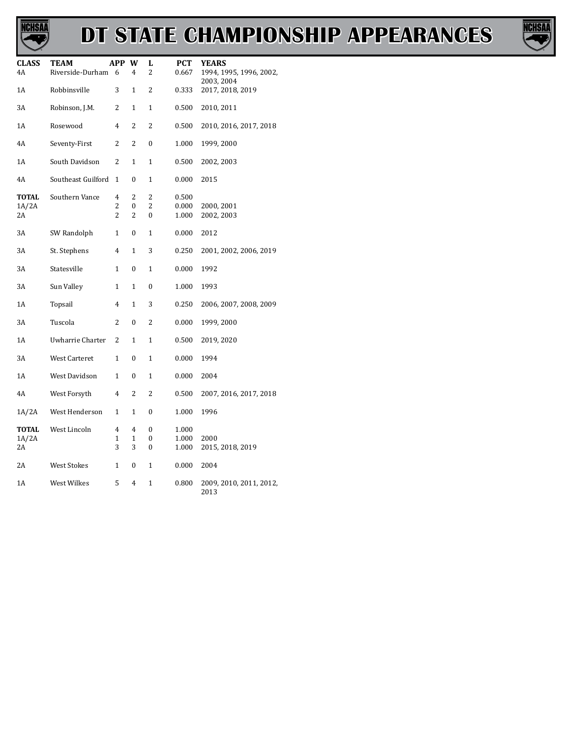# DT STATE CHAMPIONSHIP APPEARANCES

| CLASS | TEAM | APP | W | L | PCT | YEARS |
|---|---|---|---|---|---|---|
| 4A | Riverside-Durham | 6 | 4 | 2 | 0.667 | 1994, 1995, 1996, 2002, 2003, 2004 |
| 1A | Robbinsville | 3 | 1 | 2 | 0.333 | 2017, 2018, 2019 |
| 3A | Robinson, J.M. | 2 | 1 | 1 | 0.500 | 2010, 2011 |
| 1A | Rosewood | 4 | 2 | 2 | 0.500 | 2010, 2016, 2017, 2018 |
| 4A | Seventy-First | 2 | 2 | 0 | 1.000 | 1999, 2000 |
| 1A | South Davidson | 2 | 1 | 1 | 0.500 | 2002, 2003 |
| 4A | Southeast Guilford | 1 | 0 | 1 | 0.000 | 2015 |
| **TOTAL** | Southern Vance | 4 | 2 | 2 | 0.500 | |
| 1A/2A | | 2 | 0 | 2 | 0.000 | 2000, 2001 |
| 2A | | 2 | 2 | 0 | 1.000 | 2002, 2003 |
| 3A | SW Randolph | 1 | 0 | 1 | 0.000 | 2012 |
| 3A | St. Stephens | 4 | 1 | 3 | 0.250 | 2001, 2002, 2006, 2019 |
| 3A | Statesville | 1 | 0 | 1 | 0.000 | 1992 |
| 3A | Sun Valley | 1 | 1 | 0 | 1.000 | 1993 |
| 1A | Topsail | 4 | 1 | 3 | 0.250 | 2006, 2007, 2008, 2009 |
| 3A | Tuscola | 2 | 0 | 2 | 0.000 | 1999, 2000 |
| 1A | Uwharrie Charter | 2 | 1 | 1 | 0.500 | 2019, 2020 |
| 3A | West Carteret | 1 | 0 | 1 | 0.000 | 1994 |
| 1A | West Davidson | 1 | 0 | 1 | 0.000 | 2004 |
| 4A | West Forsyth | 4 | 2 | 2 | 0.500 | 2007, 2016, 2017, 2018 |
| 1A/2A | West Henderson | 1 | 1 | 0 | 1.000 | 1996 |
| **TOTAL** | West Lincoln | 4 | 4 | 0 | 1.000 | |
| 1A/2A | | 1 | 1 | 0 | 1.000 | 2000 |
| 2A | | 3 | 3 | 0 | 1.000 | 2015, 2018, 2019 |
| 2A | West Stokes | 1 | 0 | 1 | 0.000 | 2004 |
| 1A | West Wilkes | 5 | 4 | 1 | 0.800 | 2009, 2010, 2011, 2012, 2013 |